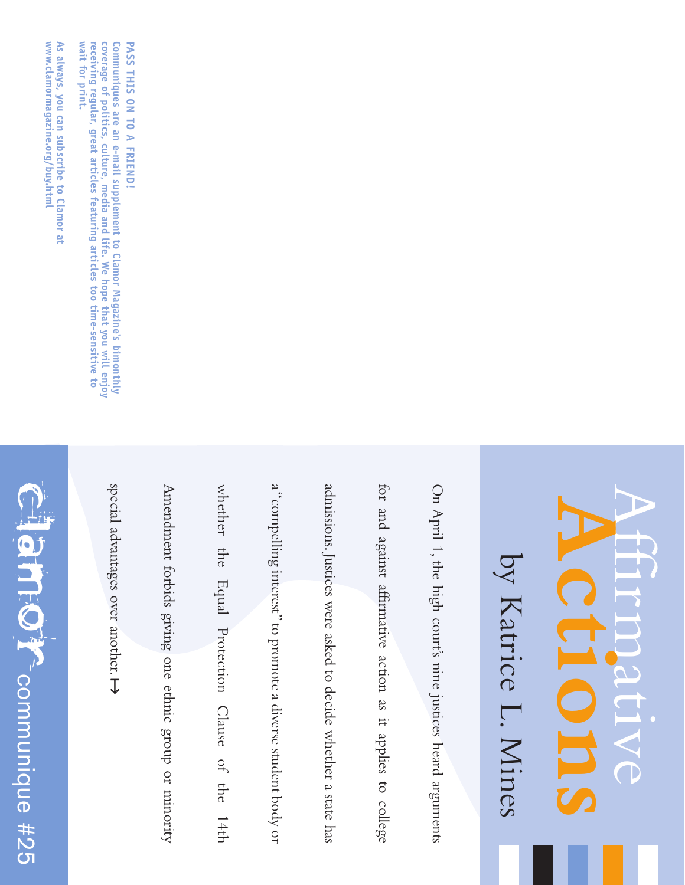# Affirmative Actions

## by Katrice L. Mines

On April 1, the high court's nine justices heard arguments for and against affirmative action as it applies to college admissions. Justices were asked to decide whether a state has a "compelling interest" to promote a diverse student body or whether the Equal Protection Clause of the 14th Amendment forbids giving one ethnic group or minority special advantages over another. ↦

clamor communique #25

**PASS THIS ON TO A FRIEND!**

Communiques are an e-mail supplement to Clamor Magazine's bimonthly coverage of politics, culture, media and life. We hope that you will enjoy receiving regular, great articles featuring articles too time-sensitive to wait for print.

As always, you can subscribe to Clamor at www.clamormagazine.org/buy.html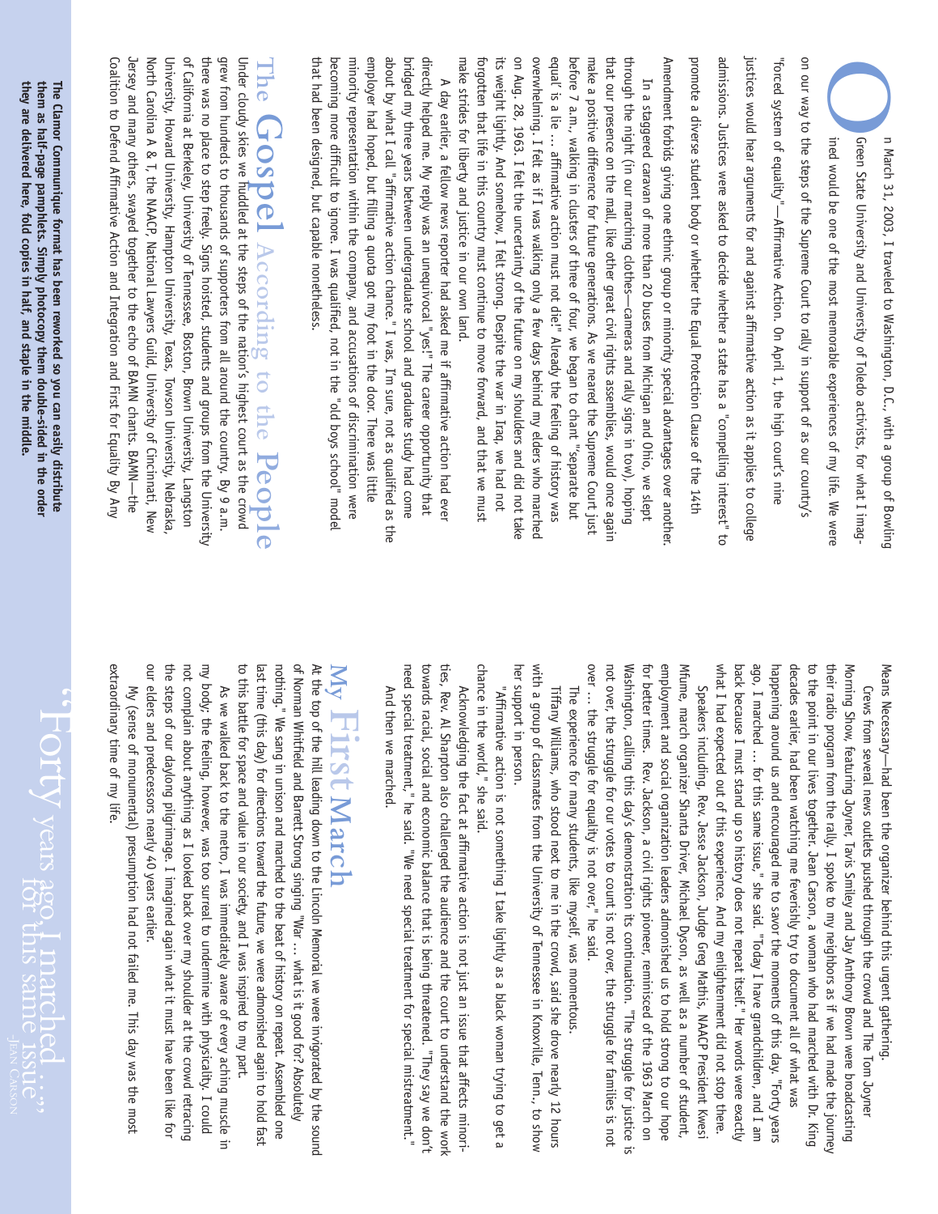On March 31, 2003, I traveled to Washington, D.C., with a group of Bowling Green State University and University of Toledo activists, for what I imagined would be one of the most memorable experiences of my life. We were on our way to the steps of the Supreme Court to rally in support of as our country's "forced system of equality"—Affirmative Action. On April 1, the high court's nine justices would hear arguments for and against affirmative action as it applies to college admissions. Justices were asked to decide whether a state has a "compelling interest" to promote a diverse student body or whether the Equal Protection Clause of the 14th Amendment forbids giving one ethnic group or minority special advantages over another.

In a staggered caravan of more than 20 buses from Michigan and Ohio, we slept through the night (in our marching clothes—cameras and rally signs in tow), hoping that our presence on the mall, like other great civil rights assemblies, would once again make a positive difference for future generations. As we neared the Supreme Court just before 7 a.m., walking in clusters of three of four, we began to chant "separate but equal' is a lie … affirmative action must not die!" Already the feeling of history was overwhelming. I felt as if I was walking only a few days behind my elders who marched on Aug. 28, 1963. I felt the uncertainty of the future on my shoulders and did not take its weight lightly. And somehow, I felt strong. Despite the war in Iraq, we had not forgotten that life in this country must continue to move forward, and that we must make strides for liberty and justice in our own land.

A day earlier, a fellow news reporter had asked me if affirmative action had ever directly helped me. My reply was an unequivocal "yes!" The career opportunity that bridged my three years between undergraduate school and graduate study had come about by what I call "affirmative action chance." I was, I'm sure, not as qualified as the employer had hoped, but filling a quota got my foot in the door. There was little minority representation within the company, and accusations of discrimination were becoming more difficult to ignore. I was qualified, not in the "old boys school" model that had been designed, but capable nonetheless.

## The Gospel According to the People

Under cloudy skies we huddled at the steps of the nation's highest court as the crowd grew from hundreds to thousands of supporters from all around the country. By 9 a.m. there was no place to step freely. Signs hoisted, students and groups from the University of California at Berkeley, University of Tennessee, Boston, Brown University, Langston University, Howard University, Hampton University, Texas, Towson University, Nebraska, North Carolina A & T, the NAACP, National Lawyers Guild, University of Cincinnati, New Jersey and many others, swayed together to the echo of BAMN chants. BAMN—the Coalition to Defend Affirmative Action and Integration and Fight for Equality By Any Means Necessary—had been the organizer behind this urgent gathering.

Crews from several news outlets pushed through the crowd and The Tom Joyner Morning Show, featuring Joyner, Tavis Smiley and Jay Anthony Brown were broadcasting their radio program from the rally. I spoke to my neighbors as if we had made the journey to the point in our lives together. Jean Carson, a woman who had marched with Dr. King decades earlier, had been watching me feverishly try to document all of what was happening around us and encouraged me to savor the moments of this day. "Forty years ago, I marched … for this same issue," she said. "Today I have grandchildren, and I am back because I must stand up so history does not repeat itself." Her words were exactly what I had expected out of this experience. And my enlightenment did not stop there.

Speakers including, Rev. Jesse Jackson, Judge Greg Mathis, NAACP President Kwesi Mfume, march organizer Shanta Driver, Michael Dyson, as well as a number of student, employment and social organization leaders admonished us to hold strong to our hope for better times. Rev. Jackson, a civil rights pioneer, reminisced of the 1963 March on Washington, calling this day's demonstration its continuation. "The struggle for justice is not over, the struggle for our votes to count is not over, the struggle for families is not over … the struggle for equality is not over," he said.

The experience for many students, like myself, was momentous.

Tiffany Williams, who stood next to me in the crowd, said she drove nearly 12 hours with a group of classmates from the University of Tennessee in Knoxville, Tenn., to show her support in person.

"Affirmative action is not something I take lightly as a black woman trying to get a chance in the world," she said.

Acknowledging the fact at affirmative action is not just an issue that affects minorities, Rev. Al Sharpton also challenged the audience and the court to understand the work towards racial, social and economic balance that is being threatened. "They say we don't need special treatment," he said. "We need special treatment for special mistreatment."

And then we marched.

## My First March

At the top of the hill leading down to the Lincoln Memorial we were invigorated by the sound of Norman Whitfield and Barrett Strong singing "War … what is it good for? Absolutely nothing." We sang in unison and marched to the beat of history on repeat. Assembled one last time (this day) for directions toward the future, we were admonished again to hold fast to this battle for space and value in our society, and I was inspired to my part.

As we walked back to the metro, I was immediately aware of every aching muscle in my body; the feeling, however, was too surreal to undermine with physicality. I could not complain about anything as I looked back over my shoulder at the crowd retracing the steps of our daylong pilgrimage. I imagined again what it must have been like for our elders and predecessors nearly 40 years earlier.

My (sense of monumental) presumption had not failed me. This day was the most extraordinary time of my life.

"Forty years ago, I marched … for this same issue"
—Jean Carson

**The Clamor Communiqué format has been reworked so you can easily distribute them as half-page pamphlets. Simply photocopy them double-sided in the order they are delivered here, fold copies in half, and staple in the middle.**